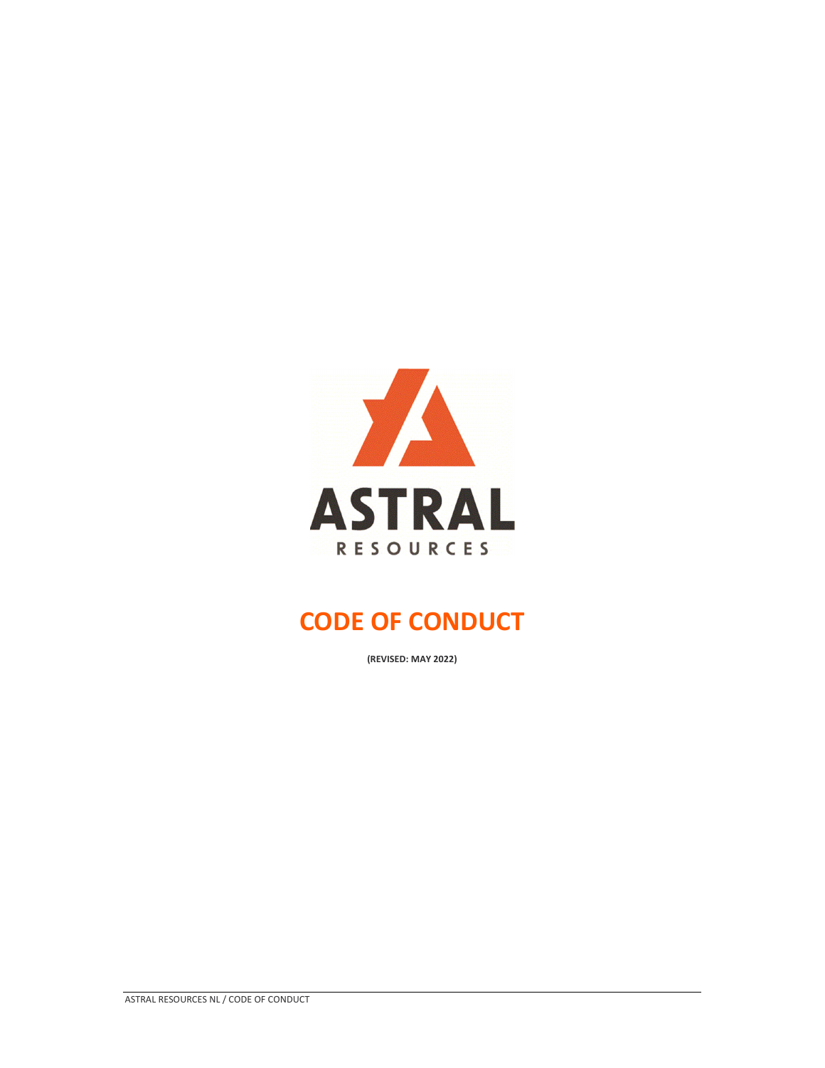ASTRAL

RESOURCES

# CODE OF CONDUCT

**(REVISED: MAY 2022)**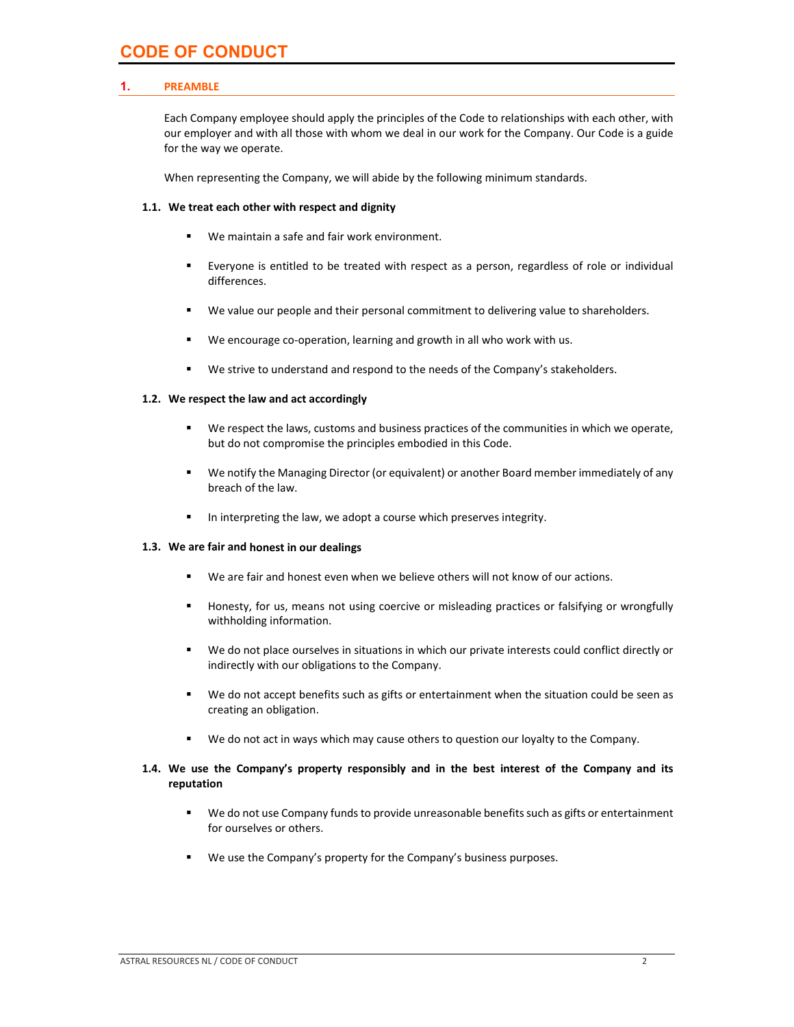# CODE OF CONDUCT

## 1. PREAMBLE

Each Company employee should apply the principles of the Code to relationships with each other, with our employer and with all those with whom we deal in our work for the Company. Our Code is a guide for the way we operate.

When representing the Company, we will abide by the following minimum standards.

### 1.1. We treat each other with respect and dignity

- We maintain a safe and fair work environment.
- Everyone is entitled to be treated with respect as a person, regardless of role or individual differences.
- We value our people and their personal commitment to delivering value to shareholders.
- We encourage co-operation, learning and growth in all who work with us.
- We strive to understand and respond to the needs of the Company's stakeholders.

### 1.2. We respect the law and act accordingly

- We respect the laws, customs and business practices of the communities in which we operate, but do not compromise the principles embodied in this Code.
- We notify the Managing Director (or equivalent) or another Board member immediately of any breach of the law.
- In interpreting the law, we adopt a course which preserves integrity.

### 1.3. We are fair and honest in our dealings

- We are fair and honest even when we believe others will not know of our actions.
- Honesty, for us, means not using coercive or misleading practices or falsifying or wrongfully withholding information.
- We do not place ourselves in situations in which our private interests could conflict directly or indirectly with our obligations to the Company.
- We do not accept benefits such as gifts or entertainment when the situation could be seen as creating an obligation.
- We do not act in ways which may cause others to question our loyalty to the Company.

### 1.4. We use the Company's property responsibly and in the best interest of the Company and its reputation

- We do not use Company funds to provide unreasonable benefits such as gifts or entertainment for ourselves or others.
- We use the Company's property for the Company's business purposes.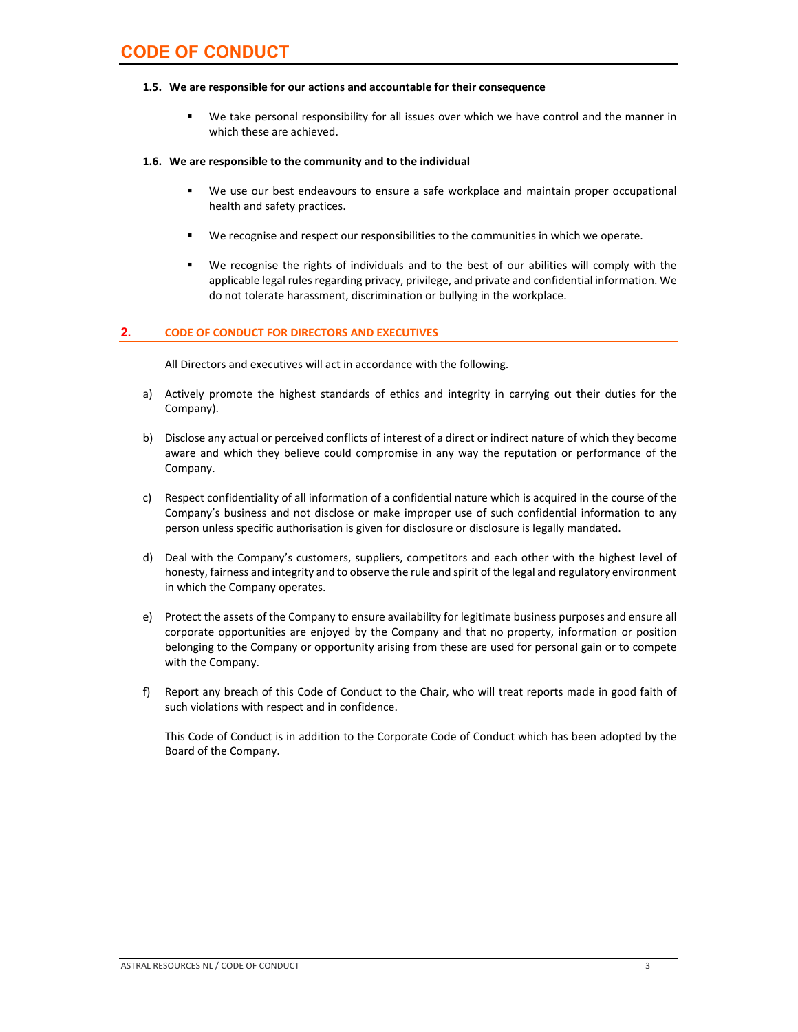**1.5. We are responsible for our actions and accountable for their consequence**

- We take personal responsibility for all issues over which we have control and the manner in which these are achieved.

**1.6. We are responsible to the community and to the individual**

- We use our best endeavours to ensure a safe workplace and maintain proper occupational health and safety practices.
- We recognise and respect our responsibilities to the communities in which we operate.
- We recognise the rights of individuals and to the best of our abilities will comply with the applicable legal rules regarding privacy, privilege, and private and confidential information. We do not tolerate harassment, discrimination or bullying in the workplace.

## 2. CODE OF CONDUCT FOR DIRECTORS AND EXECUTIVES

All Directors and executives will act in accordance with the following.

a) Actively promote the highest standards of ethics and integrity in carrying out their duties for the Company).

b) Disclose any actual or perceived conflicts of interest of a direct or indirect nature of which they become aware and which they believe could compromise in any way the reputation or performance of the Company.

c) Respect confidentiality of all information of a confidential nature which is acquired in the course of the Company's business and not disclose or make improper use of such confidential information to any person unless specific authorisation is given for disclosure or disclosure is legally mandated.

d) Deal with the Company's customers, suppliers, competitors and each other with the highest level of honesty, fairness and integrity and to observe the rule and spirit of the legal and regulatory environment in which the Company operates.

e) Protect the assets of the Company to ensure availability for legitimate business purposes and ensure all corporate opportunities are enjoyed by the Company and that no property, information or position belonging to the Company or opportunity arising from these are used for personal gain or to compete with the Company.

f) Report any breach of this Code of Conduct to the Chair, who will treat reports made in good faith of such violations with respect and in confidence.

This Code of Conduct is in addition to the Corporate Code of Conduct which has been adopted by the Board of the Company.